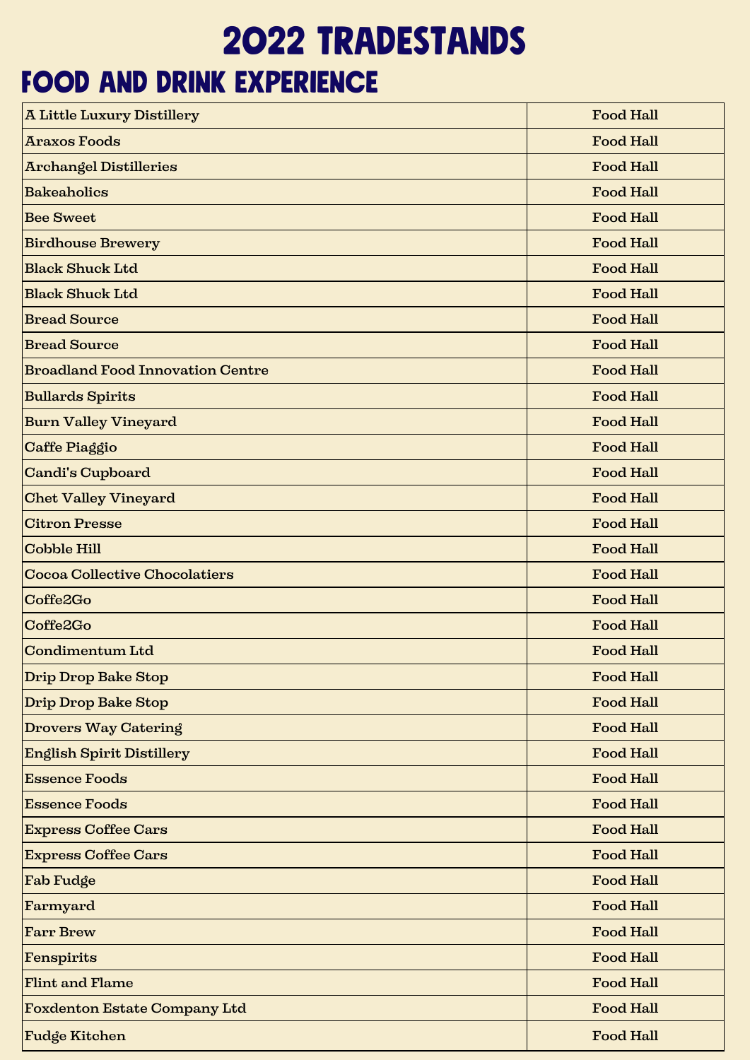# 2022 TRADESTANDS

## FOOD AND DRINK EXPERIENCE

| | |
|---|---|
| A Little Luxury Distillery | Food Hall |
| Araxos Foods | Food Hall |
| Archangel Distilleries | Food Hall |
| Bakeaholics | Food Hall |
| Bee Sweet | Food Hall |
| Birdhouse Brewery | Food Hall |
| Black Shuck Ltd | Food Hall |
| Black Shuck Ltd | Food Hall |
| Bread Source | Food Hall |
| Bread Source | Food Hall |
| Broadland Food Innovation Centre | Food Hall |
| Bullards Spirits | Food Hall |
| Burn Valley Vineyard | Food Hall |
| Caffe Piaggio | Food Hall |
| Candi's Cupboard | Food Hall |
| Chet Valley Vineyard | Food Hall |
| Citron Presse | Food Hall |
| Cobble Hill | Food Hall |
| Cocoa Collective Chocolatiers | Food Hall |
| Coffe2Go | Food Hall |
| Coffe2Go | Food Hall |
| Condimentum Ltd | Food Hall |
| Drip Drop Bake Stop | Food Hall |
| Drip Drop Bake Stop | Food Hall |
| Drovers Way Catering | Food Hall |
| English Spirit Distillery | Food Hall |
| Essence Foods | Food Hall |
| Essence Foods | Food Hall |
| Express Coffee Cars | Food Hall |
| Express Coffee Cars | Food Hall |
| Fab Fudge | Food Hall |
| Farmyard | Food Hall |
| Farr Brew | Food Hall |
| Fenspirits | Food Hall |
| Flint and Flame | Food Hall |
| Foxdenton Estate Company Ltd | Food Hall |
| Fudge Kitchen | Food Hall |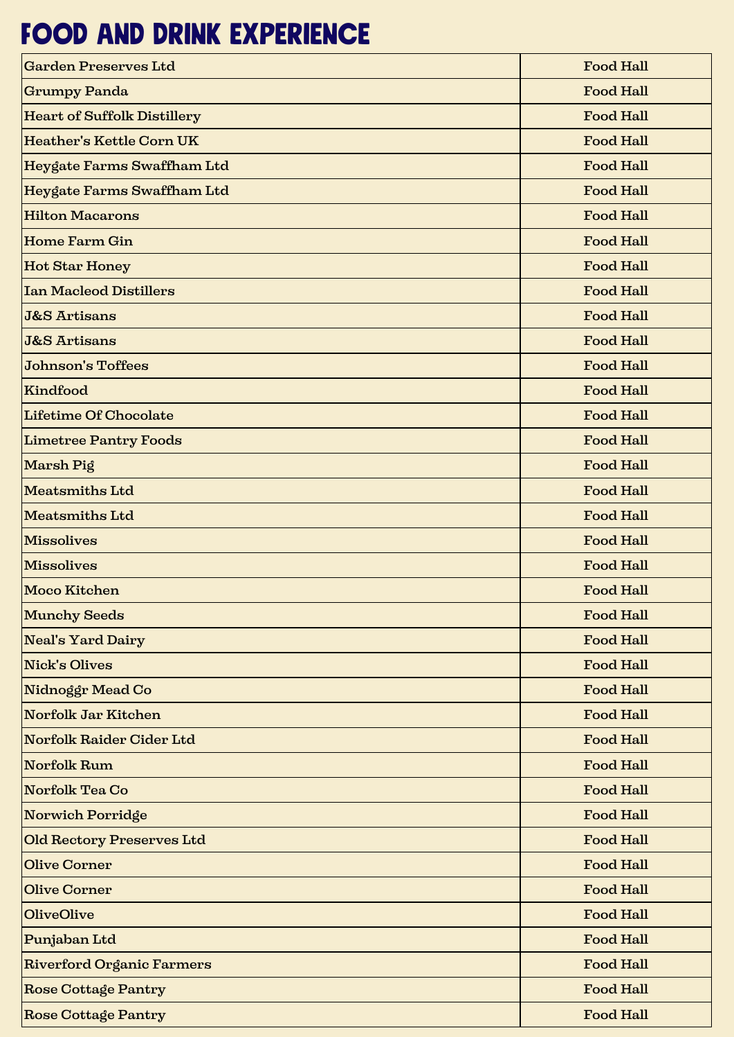# Food and Drink Experience

| | |
|---|---|
| Garden Preserves Ltd | Food Hall |
| Grumpy Panda | Food Hall |
| Heart of Suffolk Distillery | Food Hall |
| Heather's Kettle Corn UK | Food Hall |
| Heygate Farms Swaffham Ltd | Food Hall |
| Heygate Farms Swaffham Ltd | Food Hall |
| Hilton Macarons | Food Hall |
| Home Farm Gin | Food Hall |
| Hot Star Honey | Food Hall |
| Ian Macleod Distillers | Food Hall |
| J&S Artisans | Food Hall |
| J&S Artisans | Food Hall |
| Johnson's Toffees | Food Hall |
| Kindfood | Food Hall |
| Lifetime Of Chocolate | Food Hall |
| Limetree Pantry Foods | Food Hall |
| Marsh Pig | Food Hall |
| Meatsmiths Ltd | Food Hall |
| Meatsmiths Ltd | Food Hall |
| Missolives | Food Hall |
| Missolives | Food Hall |
| Moco Kitchen | Food Hall |
| Munchy Seeds | Food Hall |
| Neal's Yard Dairy | Food Hall |
| Nick's Olives | Food Hall |
| Nidnoggr Mead Co | Food Hall |
| Norfolk Jar Kitchen | Food Hall |
| Norfolk Raider Cider Ltd | Food Hall |
| Norfolk Rum | Food Hall |
| Norfolk Tea Co | Food Hall |
| Norwich Porridge | Food Hall |
| Old Rectory Preserves Ltd | Food Hall |
| Olive Corner | Food Hall |
| Olive Corner | Food Hall |
| OliveOlive | Food Hall |
| Punjaban Ltd | Food Hall |
| Riverford Organic Farmers | Food Hall |
| Rose Cottage Pantry | Food Hall |
| Rose Cottage Pantry | Food Hall |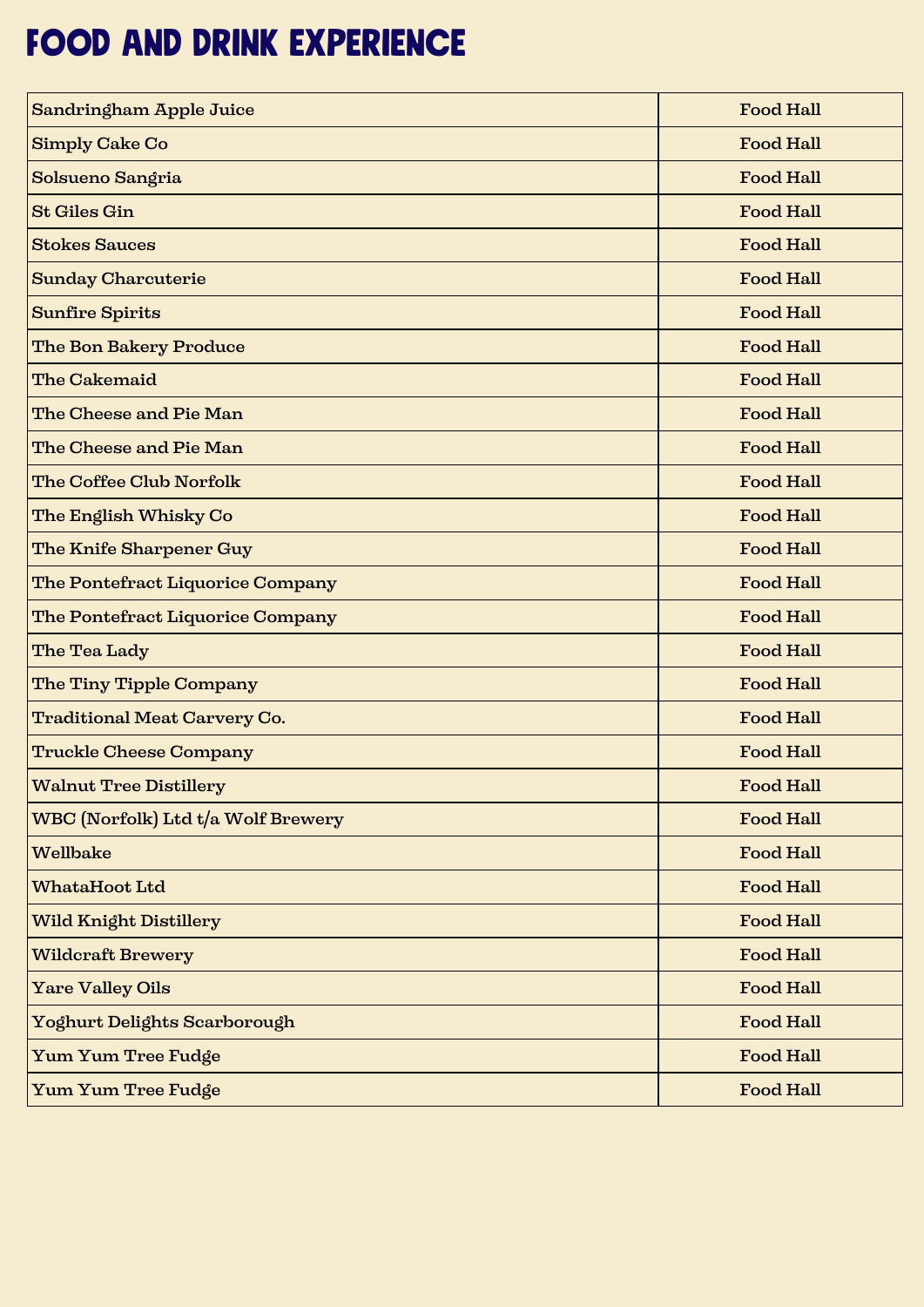# FOOD AND DRINK EXPERIENCE

| | |
|---|---|
| Sandringham Apple Juice | Food Hall |
| Simply Cake Co | Food Hall |
| Solsueno Sangria | Food Hall |
| St Giles Gin | Food Hall |
| Stokes Sauces | Food Hall |
| Sunday Charcuterie | Food Hall |
| Sunfire Spirits | Food Hall |
| The Bon Bakery Produce | Food Hall |
| The Cakemaid | Food Hall |
| The Cheese and Pie Man | Food Hall |
| The Cheese and Pie Man | Food Hall |
| The Coffee Club Norfolk | Food Hall |
| The English Whisky Co | Food Hall |
| The Knife Sharpener Guy | Food Hall |
| The Pontefract Liquorice Company | Food Hall |
| The Pontefract Liquorice Company | Food Hall |
| The Tea Lady | Food Hall |
| The Tiny Tipple Company | Food Hall |
| Traditional Meat Carvery Co. | Food Hall |
| Truckle Cheese Company | Food Hall |
| Walnut Tree Distillery | Food Hall |
| WBC (Norfolk) Ltd t/a Wolf Brewery | Food Hall |
| Wellbake | Food Hall |
| WhataHoot Ltd | Food Hall |
| Wild Knight Distillery | Food Hall |
| Wildcraft Brewery | Food Hall |
| Yare Valley Oils | Food Hall |
| Yoghurt Delights Scarborough | Food Hall |
| Yum Yum Tree Fudge | Food Hall |
| Yum Yum Tree Fudge | Food Hall |